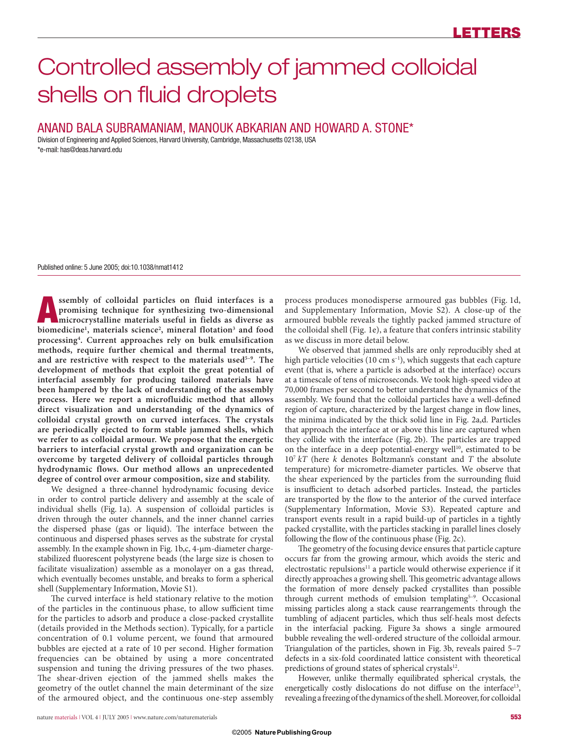# Controlled assembly of jammed colloidal shells on fluid droplets

## ANAND BALA SUBRAMANIAM, MANOUK ABKARIAN AND HOWARD A. STONE*

Division of Engineering and Applied Sciences, Harvard University, Cambridge, Massachusetts 02138, USA

*e-mail: has@deas.harvard.edu

Published online: 5 June 2005; doi:10.1038/nmat1412

**Assembly of colloidal particles on fluid interfaces is a promising technique for synthesizing two-dimensional microcrystalline materials useful in fields as diverse as biomedicine[1], materials science[2], mineral flotation[3] and food processing[4]. Current approaches rely on bulk emulsification methods, require further chemical and thermal treatments, and are restrictive with respect to the materials used[5–9]. The development of methods that exploit the great potential of interfacial assembly for producing tailored materials have been hampered by the lack of understanding of the assembly process. Here we report a microfluidic method that allows direct visualization and understanding of the dynamics of colloidal crystal growth on curved interfaces. The crystals are periodically ejected to form stable jammed shells, which we refer to as colloidal armour. We propose that the energetic barriers to interfacial crystal growth and organization can be overcome by targeted delivery of colloidal particles through hydrodynamic flows. Our method allows an unprecedented degree of control over armour composition, size and stability.**

We designed a three-channel hydrodynamic focusing device in order to control particle delivery and assembly at the scale of individual shells (Fig. 1a). A suspension of colloidal particles is driven through the outer channels, and the inner channel carries the dispersed phase (gas or liquid). The interface between the continuous and dispersed phases serves as the substrate for crystal assembly. In the example shown in Fig. 1b,c, 4-μm-diameter charge-stabilized fluorescent polystyrene beads (the large size is chosen to facilitate visualization) assemble as a monolayer on a gas thread, which eventually becomes unstable, and breaks to form a spherical shell (Supplementary Information, Movie S1).

The curved interface is held stationary relative to the motion of the particles in the continuous phase, to allow sufficient time for the particles to adsorb and produce a close-packed crystallite (details provided in the Methods section). Typically, for a particle concentration of 0.1 volume percent, we found that armoured bubbles are ejected at a rate of 10 per second. Higher formation frequencies can be obtained by using a more concentrated suspension and tuning the driving pressures of the two phases. The shear-driven ejection of the jammed shells makes the geometry of the outlet channel the main determinant of the size of the armoured object, and the continuous one-step assembly process produces monodisperse armoured gas bubbles (Fig. 1d, and Supplementary Information, Movie S2). A close-up of the armoured bubble reveals the tightly packed jammed structure of the colloidal shell (Fig. 1e), a feature that confers intrinsic stability as we discuss in more detail below.

We observed that jammed shells are only reproducibly shed at high particle velocities (10 cm s$^{-1}$), which suggests that each capture event (that is, where a particle is adsorbed at the interface) occurs at a timescale of tens of microseconds. We took high-speed video at 70,000 frames per second to better understand the dynamics of the assembly. We found that the colloidal particles have a well-defined region of capture, characterized by the largest change in flow lines, the minima indicated by the thick solid line in Fig. 2a,d. Particles that approach the interface at or above this line are captured when they collide with the interface (Fig. 2b). The particles are trapped on the interface in a deep potential-energy well[10], estimated to be $10^7\,kT$ (here $k$ denotes Boltzmann's constant and $T$ the absolute temperature) for micrometre-diameter particles. We observe that the shear experienced by the particles from the surrounding fluid is insufficient to detach adsorbed particles. Instead, the particles are transported by the flow to the anterior of the curved interface (Supplementary Information, Movie S3). Repeated capture and transport events result in a rapid build-up of particles in a tightly packed crystallite, with the particles stacking in parallel lines closely following the flow of the continuous phase (Fig. 2c).

The geometry of the focusing device ensures that particle capture occurs far from the growing armour, which avoids the steric and electrostatic repulsions[11] a particle would otherwise experience if it directly approaches a growing shell. This geometric advantage allows the formation of more densely packed crystallites than possible through current methods of emulsion templating[5–9]. Occasional missing particles along a stack cause rearrangements through the tumbling of adjacent particles, which thus self-heals most defects in the interfacial packing. Figure 3a shows a single armoured bubble revealing the well-ordered structure of the colloidal armour. Triangulation of the particles, shown in Fig. 3b, reveals paired 5–7 defects in a six-fold coordinated lattice consistent with theoretical predictions of ground states of spherical crystals[12].

However, unlike thermally equilibrated spherical crystals, the energetically costly dislocations do not diffuse on the interface[13], revealing a freezing of the dynamics of the shell. Moreover, for colloidal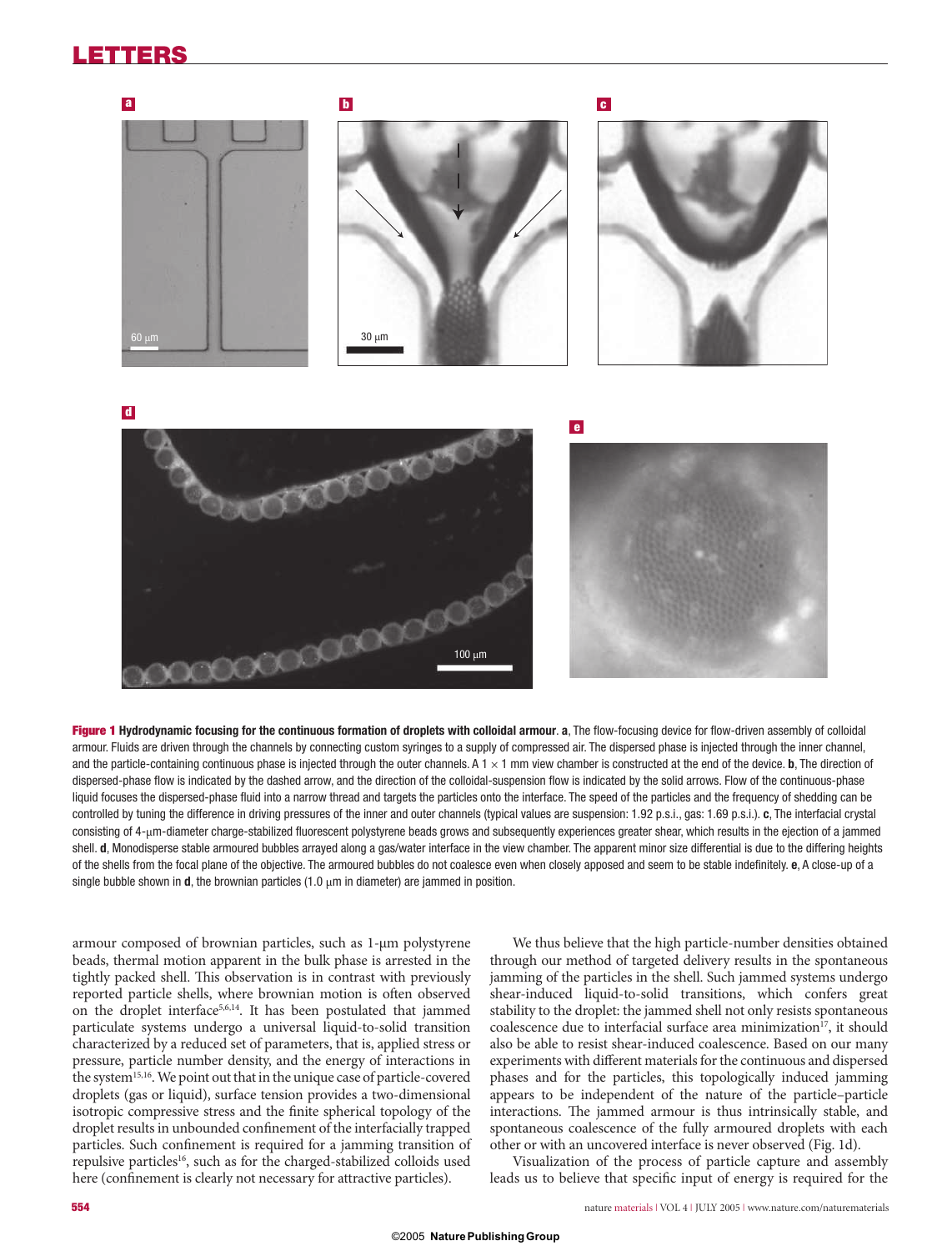**Figure 1 Hydrodynamic focusing for the continuous formation of droplets with colloidal armour.** **a**, The flow-focusing device for flow-driven assembly of colloidal armour. Fluids are driven through the channels by connecting custom syringes to a supply of compressed air. The dispersed phase is injected through the inner channel, and the particle-containing continuous phase is injected through the outer channels. A 1 × 1 mm view chamber is constructed at the end of the device. **b**, The direction of dispersed-phase flow is indicated by the dashed arrow, and the direction of the colloidal-suspension flow is indicated by the solid arrows. Flow of the continuous-phase liquid focuses the dispersed-phase fluid into a narrow thread and targets the particles onto the interface. The speed of the particles and the frequency of shedding can be controlled by tuning the difference in driving pressures of the inner and outer channels (typical values are suspension: 1.92 p.s.i., gas: 1.69 p.s.i.). **c**, The interfacial crystal consisting of 4-μm-diameter charge-stabilized fluorescent polystyrene beads grows and subsequently experiences greater shear, which results in the ejection of a jammed shell. **d**, Monodisperse stable armoured bubbles arrayed along a gas/water interface in the view chamber. The apparent minor size differential is due to the differing heights of the shells from the focal plane of the objective. The armoured bubbles do not coalesce even when closely apposed and seem to be stable indefinitely. **e**, A close-up of a single bubble shown in **d**, the brownian particles (1.0 μm in diameter) are jammed in position.

armour composed of brownian particles, such as 1-μm polystyrene beads, thermal motion apparent in the bulk phase is arrested in the tightly packed shell. This observation is in contrast with previously reported particle shells, where brownian motion is often observed on the droplet interface[5,6,14]. It has been postulated that jammed particulate systems undergo a universal liquid-to-solid transition characterized by a reduced set of parameters, that is, applied stress or pressure, particle number density, and the energy of interactions in the system[15,16]. We point out that in the unique case of particle-covered droplets (gas or liquid), surface tension provides a two-dimensional isotropic compressive stress and the finite spherical topology of the droplet results in unbounded confinement of the interfacially trapped particles. Such confinement is required for a jamming transition of repulsive particles[16], such as for the charged-stabilized colloids used here (confinement is clearly not necessary for attractive particles).

We thus believe that the high particle-number densities obtained through our method of targeted delivery results in the spontaneous jamming of the particles in the shell. Such jammed systems undergo shear-induced liquid-to-solid transitions, which confers great stability to the droplet: the jammed shell not only resists spontaneous coalescence due to interfacial surface area minimization[17], it should also be able to resist shear-induced coalescence. Based on our many experiments with different materials for the continuous and dispersed phases and for the particles, this topologically induced jamming appears to be independent of the nature of the particle–particle interactions. The jammed armour is thus intrinsically stable, and spontaneous coalescence of the fully armoured droplets with each other or with an uncovered interface is never observed (Fig. 1d).

Visualization of the process of particle capture and assembly leads us to believe that specific input of energy is required for the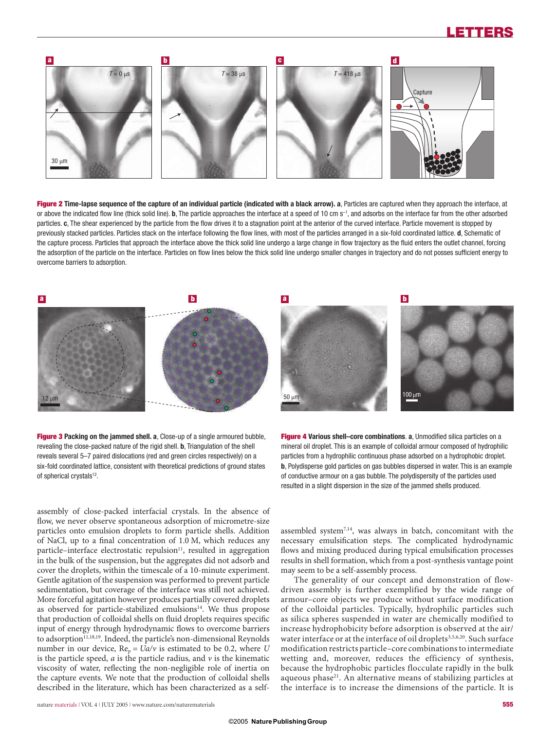**Figure 2 Time-lapse sequence of the capture of an individual particle (indicated with a black arrow).** **a**, Particles are captured when they approach the interface, at or above the indicated flow line (thick solid line). **b**, The particle approaches the interface at a speed of 10 cm s$^{-1}$, and adsorbs on the interface far from the other adsorbed particles. **c**, The shear experienced by the particle from the flow drives it to a stagnation point at the anterior of the curved interface. Particle movement is stopped by previously stacked particles. Particles stack on the interface following the flow lines, with most of the particles arranged in a six-fold coordinated lattice. **d**, Schematic of the capture process. Particles that approach the interface above the thick solid line undergo a large change in flow trajectory as the fluid enters the outlet channel, forcing the adsorption of the particle on the interface. Particles on flow lines below the thick solid line undergo smaller changes in trajectory and do not posses sufficient energy to overcome barriers to adsorption.

**Figure 3 Packing on the jammed shell.** **a**, Close-up of a single armoured bubble, revealing the close-packed nature of the rigid shell. **b**, Triangulation of the shell reveals several 5–7 paired dislocations (red and green circles respectively) on a six-fold coordinated lattice, consistent with theoretical predictions of ground states of spherical crystals[12].

**Figure 4 Various shell–core combinations.** **a**, Unmodified silica particles on a mineral oil droplet. This is an example of colloidal armour composed of hydrophilic particles from a hydrophilic continuous phase adsorbed on a hydrophobic droplet. **b**, Polydisperse gold particles on gas bubbles dispersed in water. This is an example of conductive armour on a gas bubble. The polydispersity of the particles used resulted in a slight dispersion in the size of the jammed shells produced.

assembly of close-packed interfacial crystals. In the absence of flow, we never observe spontaneous adsorption of micrometre-size particles onto emulsion droplets to form particle shells. Addition of NaCl, up to a final concentration of 1.0 M, which reduces any particle–interface electrostatic repulsion[11], resulted in aggregation in the bulk of the suspension, but the aggregates did not adsorb and cover the droplets, within the timescale of a 10-minute experiment. Gentle agitation of the suspension was performed to prevent particle sedimentation, but coverage of the interface was still not achieved. More forceful agitation however produces partially covered droplets as observed for particle-stabilized emulsions[14]. We thus propose that production of colloidal shells on fluid droplets requires specific input of energy through hydrodynamic flows to overcome barriers to adsorption[11,18,19]. Indeed, the particle's non-dimensional Reynolds number in our device, $\mathrm{Re}_p = Ua/\nu$ is estimated to be 0.2, where $U$ is the particle speed, $a$ is the particle radius, and $\nu$ is the kinematic viscosity of water, reflecting the non-negligible role of inertia on the capture events. We note that the production of colloidal shells described in the literature, which has been characterized as a self-assembled system[7,14], was always in batch, concomitant with the necessary emulsification steps. The complicated hydrodynamic flows and mixing produced during typical emulsification processes results in shell formation, which from a post-synthesis vantage point may seem to be a self-assembly process.

The generality of our concept and demonstration of flow-driven assembly is further exemplified by the wide range of armour–core objects we produce without surface modification of the colloidal particles. Typically, hydrophilic particles such as silica spheres suspended in water are chemically modified to increase hydrophobicity before adsorption is observed at the air/water interface or at the interface of oil droplets[3,5,6,20]. Such surface modification restricts particle–core combinations to intermediate wetting and, moreover, reduces the efficiency of synthesis, because the hydrophobic particles flocculate rapidly in the bulk aqueous phase[21]. An alternative means of stabilizing particles at the interface is to increase the dimensions of the particle. It is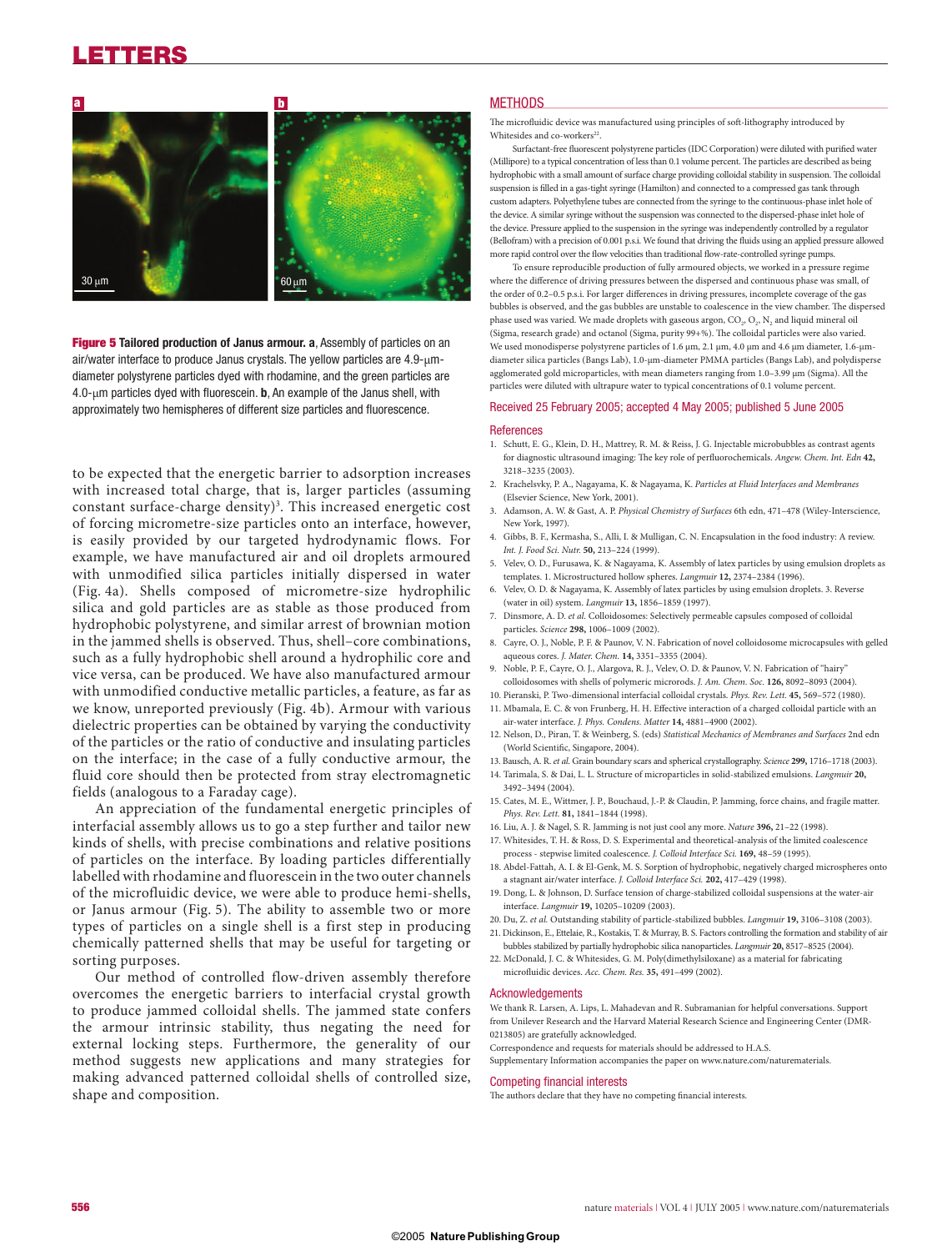Figure 5 **Tailored production of Janus armour.** **a**, Assembly of particles on an air/water interface to produce Janus crystals. The yellow particles are 4.9-μm-diameter polystyrene particles dyed with rhodamine, and the green particles are 4.0-μm particles dyed with fluorescein. **b**, An example of the Janus shell, with approximately two hemispheres of different size particles and fluorescence.

to be expected that the energetic barrier to adsorption increases with increased total charge, that is, larger particles (assuming constant surface-charge density)[3]. This increased energetic cost of forcing micrometre-size particles onto an interface, however, is easily provided by our targeted hydrodynamic flows. For example, we have manufactured air and oil droplets armoured with unmodified silica particles initially dispersed in water (Fig. 4a). Shells composed of micrometre-size hydrophilic silica and gold particles are as stable as those produced from hydrophobic polystyrene, and similar arrest of brownian motion in the jammed shells is observed. Thus, shell–core combinations, such as a fully hydrophobic shell around a hydrophilic core and vice versa, can be produced. We have also manufactured armour with unmodified conductive metallic particles, a feature, as far as we know, unreported previously (Fig. 4b). Armour with various dielectric properties can be obtained by varying the conductivity of the particles or the ratio of conductive and insulating particles on the interface; in the case of a fully conductive armour, the fluid core should then be protected from stray electromagnetic fields (analogous to a Faraday cage).

An appreciation of the fundamental energetic principles of interfacial assembly allows us to go a step further and tailor new kinds of shells, with precise combinations and relative positions of particles on the interface. By loading particles differentially labelled with rhodamine and fluorescein in the two outer channels of the microfluidic device, we were able to produce hemi-shells, or Janus armour (Fig. 5). The ability to assemble two or more types of particles on a single shell is a first step in producing chemically patterned shells that may be useful for targeting or sorting purposes.

Our method of controlled flow-driven assembly therefore overcomes the energetic barriers to interfacial crystal growth to produce jammed colloidal shells. The jammed state confers the armour intrinsic stability, thus negating the need for external locking steps. Furthermore, the generality of our method suggests new applications and many strategies for making advanced patterned colloidal shells of controlled size, shape and composition.

## METHODS

The microfluidic device was manufactured using principles of soft-lithography introduced by Whitesides and co-workers[22].

Surfactant-free fluorescent polystyrene particles (IDC Corporation) were diluted with purified water (Millipore) to a typical concentration of less than 0.1 volume percent. The particles are described as being hydrophobic with a small amount of surface charge providing colloidal stability in suspension. The colloidal suspension is filled in a gas-tight syringe (Hamilton) and connected to a compressed gas tank through custom adapters. Polyethylene tubes are connected from the syringe to the continuous-phase inlet hole of the device. A similar syringe without the suspension was connected to the dispersed-phase inlet hole of the device. Pressure applied to the suspension in the syringe was independently controlled by a regulator (Bellofram) with a precision of 0.001 p.s.i. We found that driving the fluids using an applied pressure allowed more rapid control over the flow velocities than traditional flow-rate-controlled syringe pumps.

To ensure reproducible production of fully armoured objects, we worked in a pressure regime where the difference of driving pressures between the dispersed and continuous phase was small, of the order of 0.2–0.5 p.s.i. For larger differences in driving pressures, incomplete coverage of the gas bubbles is observed, and the gas bubbles are unstable to coalescence in the view chamber. The dispersed phase used was varied. We made droplets with gaseous argon, $CO_2$, $O_2$, $N_2$ and liquid mineral oil (Sigma, research grade) and octanol (Sigma, purity 99+%). The colloidal particles were also varied. We used monodisperse polystyrene particles of 1.6 μm, 2.1 μm, 4.0 μm and 4.6 μm diameter, 1.6-μm-diameter silica particles (Bangs Lab), 1.0-μm-diameter PMMA particles (Bangs Lab), and polydisperse agglomerated gold microparticles, with mean diameters ranging from 1.0–3.99 μm (Sigma). All the particles were diluted with ultrapure water to typical concentrations of 0.1 volume percent.

Received 25 February 2005; accepted 4 May 2005; published 5 June 2005

## References

1. Schutt, E. G., Klein, D. H., Mattrey, R. M. & Reiss, J. G. Injectable microbubbles as contrast agents for diagnostic ultrasound imaging: The key role of perfluorochemicals. *Angew. Chem. Int. Edn* **42,** 3218–3235 (2003).
2. Krachelsvky, P. A., Nagayama, K. & Nagayama, K. *Particles at Fluid Interfaces and Membranes* (Elsevier Science, New York, 2001).
3. Adamson, A. W. & Gast, A. P. *Physical Chemistry of Surfaces* 6th edn, 471–478 (Wiley-Interscience, New York, 1997).
4. Gibbs, B. F., Kermasha, S., Alli, I. & Mulligan, C. N. Encapsulation in the food industry: A review. *Int. J. Food Sci. Nutr.* **50,** 213–224 (1999).
5. Velev, O. D., Furusawa, K. & Nagayama, K. Assembly of latex particles by using emulsion droplets as templates. 1. Microstructured hollow spheres. *Langmuir* **12,** 2374–2384 (1996).
6. Velev, O. D. & Nagayama, K. Assembly of latex particles by using emulsion droplets. 3. Reverse (water in oil) system. *Langmuir* **13,** 1856–1859 (1997).
7. Dinsmore, A. D. *et al.* Colloidosomes: Selectively permeable capsules composed of colloidal particles. *Science* **298,** 1006–1009 (2002).
8. Cayre, O. J., Noble, P. F. & Paunov, V. N. Fabrication of novel colloidosome microcapsules with gelled aqueous cores. *J. Mater. Chem.* **14,** 3351–3355 (2004).
9. Noble, P. F., Cayre, O. J., Alargova, R. J., Velev, O. D. & Paunov, V. N. Fabrication of "hairy" colloidosomes with shells of polymeric microrods. *J. Am. Chem. Soc.* **126,** 8092–8093 (2004).
10. Pieranski, P. Two-dimensional interfacial colloidal crystals. *Phys. Rev. Lett.* **45,** 569–572 (1980).
11. Mbamala, E. C. & von Fruberg, H. H. Effective interaction of a charged colloidal particle with an air-water interface. *J. Phys. Condens. Matter* **14,** 4881–4900 (2002).
12. Nelson, D., Piran, T. & Weinberg, S. (eds) *Statistical Mechanics of Membranes and Surfaces* 2nd edn (World Scientific, Singapore, 2004).
13. Bausch, A. R. *et al.* Grain boundary scars and spherical crystallography. *Science* **299,** 1716–1718 (2003).
14. Tarimala, S. & Dai, L. L. Structure of microparticles in solid-stabilized emulsions. *Langmuir* **20,** 3492–3494 (2004).
15. Cates, M. E., Wittmer, J. P., Bouchaud, J.-P. & Claudin, P. Jamming, force chains, and fragile matter. *Phys. Rev. Lett.* **81,** 1841–1844 (1998).
16. Liu, A. J. & Nagel, S. R. Jamming is not just cool any more. *Nature* **396,** 21–22 (1998).
17. Whitesides, T. H. & Ross, D. S. Experimental and theoretical-analysis of the limited coalescence process - stepwise limited coalescence. *J. Colloid Interface Sci.* **169,** 48–59 (1995).
18. Abdel-Fattah, A. I. & El-Genk, M. S. Sorption of hydrophobic, negatively charged microspheres onto a stagnant air/water interface. *J. Colloid Interface Sci.* **202,** 417–429 (1998).
19. Dong, L. & Johnson, D. Surface tension of charge-stabilized colloidal suspensions at the water-air interface. *Langmuir* **19,** 10205–10209 (2003).
20. Du, Z. *et al.* Outstanding stability of particle-stabilized bubbles. *Langmuir* **19,** 3106–3108 (2003).
21. Dickinson, E., Ettelaie, R., Kostakis, T. & Murray, B. S. Factors controlling the formation and stability of air bubbles stabilized by partially hydrophobic silica nanoparticles. *Langmuir* **20,** 8517–8525 (2004).
22. McDonald, J. C. & Whitesides, G. M. Poly(dimethylsiloxane) as a material for fabricating microfluidic devices. *Acc. Chem. Res.* **35,** 491–499 (2002).

## Acknowledgements

We thank R. Larsen, A. Lips, L. Mahadevan and R. Subramanian for helpful conversations. Support from Unilever Research and the Harvard Material Research Science and Engineering Center (DMR-0213805) are gratefully acknowledged.

Correspondence and requests for materials should be addressed to H.A.S.

Supplementary Information accompanies the paper on www.nature.com/naturematerials.

## Competing financial interests

The authors declare that they have no competing financial interests.